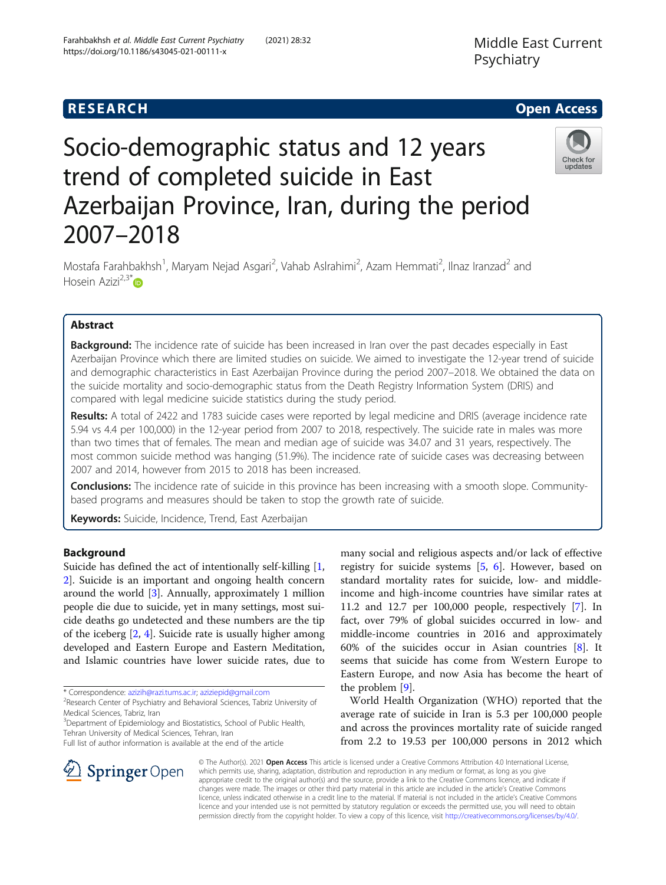RESEARCH Open Access

# Socio-demographic status and 12 years trend of completed suicide in East Azerbaijan Province, Iran, during the period 2007–2018

Mostafa Farahbakhsh[1], Maryam Nejad Asgari[2], Vahab Aslrahimi[2], Azam Hemmati[2], Ilnaz Iranzad[2] and Hosein Azizi[2,3*]

## Abstract

**Background:** The incidence rate of suicide has been increased in Iran over the past decades especially in East Azerbaijan Province which there are limited studies on suicide. We aimed to investigate the 12-year trend of suicide and demographic characteristics in East Azerbaijan Province during the period 2007–2018. We obtained the data on the suicide mortality and socio-demographic status from the Death Registry Information System (DRIS) and compared with legal medicine suicide statistics during the study period.

**Results:** A total of 2422 and 1783 suicide cases were reported by legal medicine and DRIS (average incidence rate 5.94 vs 4.4 per 100,000) in the 12-year period from 2007 to 2018, respectively. The suicide rate in males was more than two times that of females. The mean and median age of suicide was 34.07 and 31 years, respectively. The most common suicide method was hanging (51.9%). The incidence rate of suicide cases was decreasing between 2007 and 2014, however from 2015 to 2018 has been increased.

**Conclusions:** The incidence rate of suicide in this province has been increasing with a smooth slope. Community-based programs and measures should be taken to stop the growth rate of suicide.

**Keywords:** Suicide, Incidence, Trend, East Azerbaijan

## Background

Suicide has defined the act of intentionally self-killing [1, 2]. Suicide is an important and ongoing health concern around the world [3]. Annually, approximately 1 million people die due to suicide, yet in many settings, most suicide deaths go undetected and these numbers are the tip of the iceberg [2, 4]. Suicide rate is usually higher among developed and Eastern Europe and Eastern Meditation, and Islamic countries have lower suicide rates, due to many social and religious aspects and/or lack of effective registry for suicide systems [5, 6]. However, based on standard mortality rates for suicide, low- and middle-income and high-income countries have similar rates at 11.2 and 12.7 per 100,000 people, respectively [7]. In fact, over 79% of global suicides occurred in low- and middle-income countries in 2016 and approximately 60% of the suicides occur in Asian countries [8]. It seems that suicide has come from Western Europe to Eastern Europe, and now Asia has become the heart of the problem [9].

World Health Organization (WHO) reported that the average rate of suicide in Iran is 5.3 per 100,000 people and across the provinces mortality rate of suicide ranged from 2.2 to 19.53 per 100,000 persons in 2012 which

\* Correspondence: azizih@razi.tums.ac.ir; aziziepid@gmail.com
[2]Research Center of Psychiatry and Behavioral Sciences, Tabriz University of Medical Sciences, Tabriz, Iran
[3]Department of Epidemiology and Biostatistics, School of Public Health, Tehran University of Medical Sciences, Tehran, Iran
Full list of author information is available at the end of the article

© The Author(s). 2021 **Open Access** This article is licensed under a Creative Commons Attribution 4.0 International License, which permits use, sharing, adaptation, distribution and reproduction in any medium or format, as long as you give appropriate credit to the original author(s) and the source, provide a link to the Creative Commons licence, and indicate if changes were made. The images or other third party material in this article are included in the article's Creative Commons licence, unless indicated otherwise in a credit line to the material. If material is not included in the article's Creative Commons licence and your intended use is not permitted by statutory regulation or exceeds the permitted use, you will need to obtain permission directly from the copyright holder. To view a copy of this licence, visit http://creativecommons.org/licenses/by/4.0/.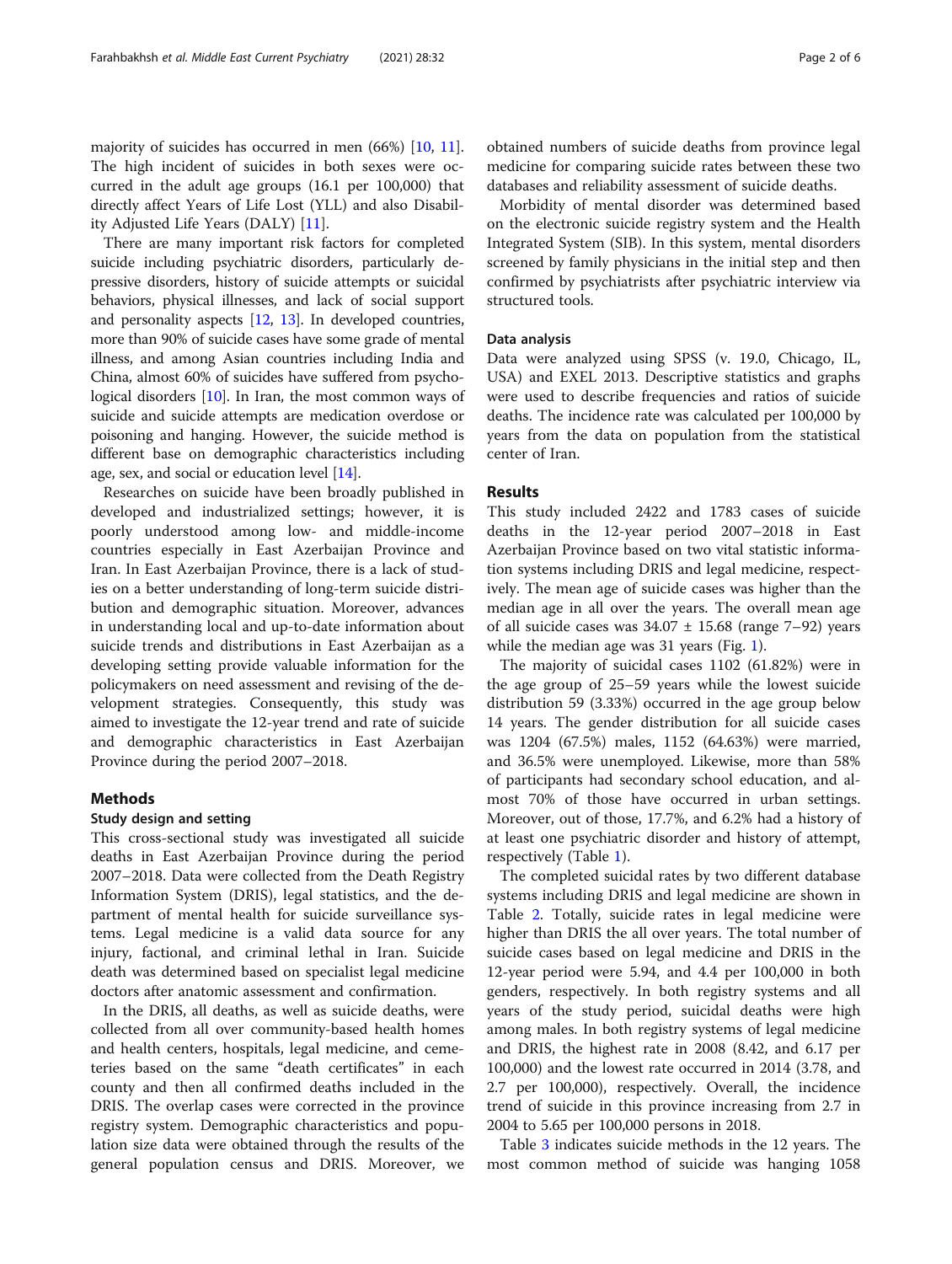majority of suicides has occurred in men (66%) [10, 11]. The high incident of suicides in both sexes were occurred in the adult age groups (16.1 per 100,000) that directly affect Years of Life Lost (YLL) and also Disability Adjusted Life Years (DALY) [11].

There are many important risk factors for completed suicide including psychiatric disorders, particularly depressive disorders, history of suicide attempts or suicidal behaviors, physical illnesses, and lack of social support and personality aspects [12, 13]. In developed countries, more than 90% of suicide cases have some grade of mental illness, and among Asian countries including India and China, almost 60% of suicides have suffered from psychological disorders [10]. In Iran, the most common ways of suicide and suicide attempts are medication overdose or poisoning and hanging. However, the suicide method is different base on demographic characteristics including age, sex, and social or education level [14].

Researches on suicide have been broadly published in developed and industrialized settings; however, it is poorly understood among low- and middle-income countries especially in East Azerbaijan Province and Iran. In East Azerbaijan Province, there is a lack of studies on a better understanding of long-term suicide distribution and demographic situation. Moreover, advances in understanding local and up-to-date information about suicide trends and distributions in East Azerbaijan as a developing setting provide valuable information for the policymakers on need assessment and revising of the development strategies. Consequently, this study was aimed to investigate the 12-year trend and rate of suicide and demographic characteristics in East Azerbaijan Province during the period 2007–2018.

## Methods

### Study design and setting

This cross-sectional study was investigated all suicide deaths in East Azerbaijan Province during the period 2007–2018. Data were collected from the Death Registry Information System (DRIS), legal statistics, and the department of mental health for suicide surveillance systems. Legal medicine is a valid data source for any injury, factional, and criminal lethal in Iran. Suicide death was determined based on specialist legal medicine doctors after anatomic assessment and confirmation.

In the DRIS, all deaths, as well as suicide deaths, were collected from all over community-based health homes and health centers, hospitals, legal medicine, and cemeteries based on the same "death certificates" in each county and then all confirmed deaths included in the DRIS. The overlap cases were corrected in the province registry system. Demographic characteristics and population size data were obtained through the results of the general population census and DRIS. Moreover, we obtained numbers of suicide deaths from province legal medicine for comparing suicide rates between these two databases and reliability assessment of suicide deaths.

Morbidity of mental disorder was determined based on the electronic suicide registry system and the Health Integrated System (SIB). In this system, mental disorders screened by family physicians in the initial step and then confirmed by psychiatrists after psychiatric interview via structured tools.

### Data analysis

Data were analyzed using SPSS (v. 19.0, Chicago, IL, USA) and EXEL 2013. Descriptive statistics and graphs were used to describe frequencies and ratios of suicide deaths. The incidence rate was calculated per 100,000 by years from the data on population from the statistical center of Iran.

## Results

This study included 2422 and 1783 cases of suicide deaths in the 12-year period 2007–2018 in East Azerbaijan Province based on two vital statistic information systems including DRIS and legal medicine, respectively. The mean age of suicide cases was higher than the median age in all over the years. The overall mean age of all suicide cases was 34.07 ± 15.68 (range 7–92) years while the median age was 31 years (Fig. 1).

The majority of suicidal cases 1102 (61.82%) were in the age group of 25–59 years while the lowest suicide distribution 59 (3.33%) occurred in the age group below 14 years. The gender distribution for all suicide cases was 1204 (67.5%) males, 1152 (64.63%) were married, and 36.5% were unemployed. Likewise, more than 58% of participants had secondary school education, and almost 70% of those have occurred in urban settings. Moreover, out of those, 17.7%, and 6.2% had a history of at least one psychiatric disorder and history of attempt, respectively (Table 1).

The completed suicidal rates by two different database systems including DRIS and legal medicine are shown in Table 2. Totally, suicide rates in legal medicine were higher than DRIS the all over years. The total number of suicide cases based on legal medicine and DRIS in the 12-year period were 5.94, and 4.4 per 100,000 in both genders, respectively. In both registry systems and all years of the study period, suicidal deaths were high among males. In both registry systems of legal medicine and DRIS, the highest rate in 2008 (8.42, and 6.17 per 100,000) and the lowest rate occurred in 2014 (3.78, and 2.7 per 100,000), respectively. Overall, the incidence trend of suicide in this province increasing from 2.7 in 2004 to 5.65 per 100,000 persons in 2018.

Table 3 indicates suicide methods in the 12 years. The most common method of suicide was hanging 1058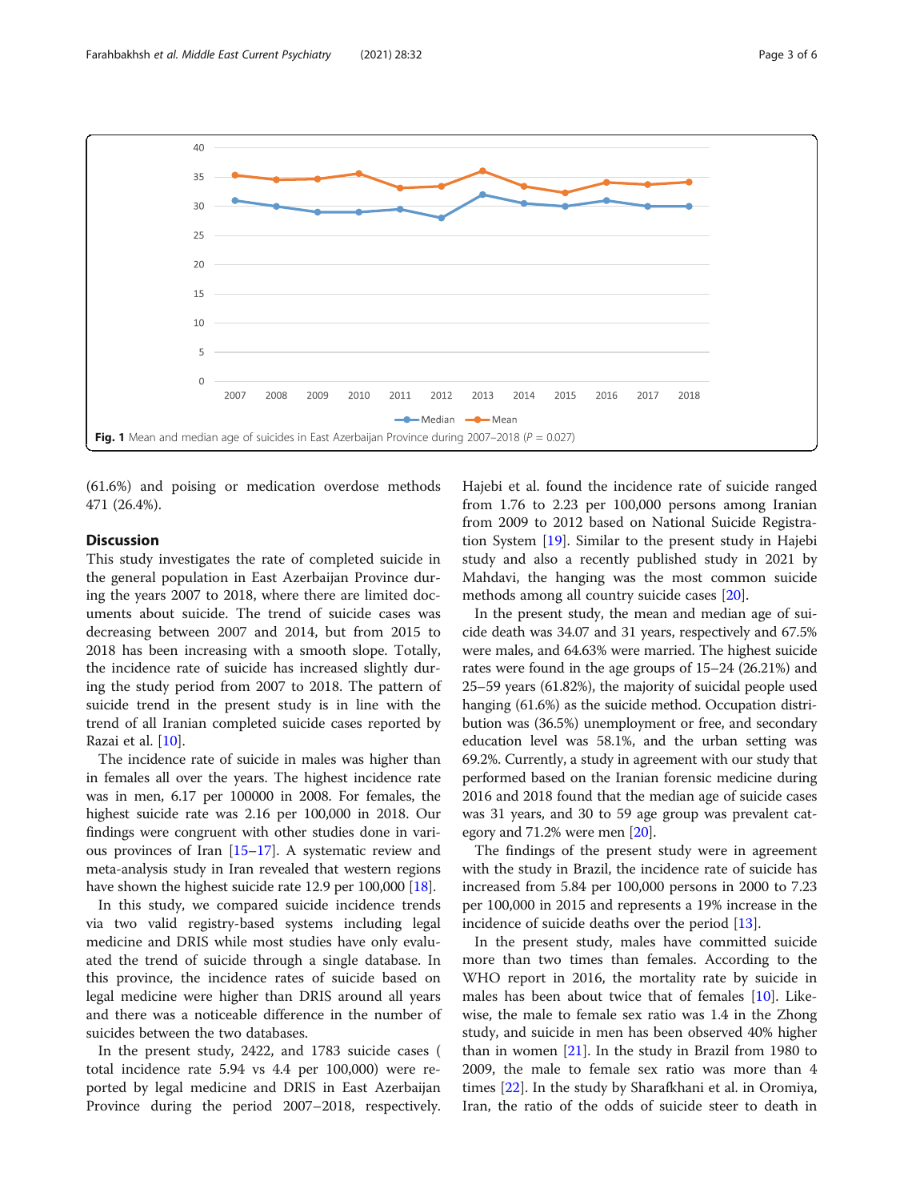Fig. 1 Mean and median age of suicides in East Azerbaijan Province during 2007–2018 ($P$ = 0.027)

(61.6%) and poising or medication overdose methods 471 (26.4%).

## Discussion

This study investigates the rate of completed suicide in the general population in East Azerbaijan Province during the years 2007 to 2018, where there are limited documents about suicide. The trend of suicide cases was decreasing between 2007 and 2014, but from 2015 to 2018 has been increasing with a smooth slope. Totally, the incidence rate of suicide has increased slightly during the study period from 2007 to 2018. The pattern of suicide trend in the present study is in line with the trend of all Iranian completed suicide cases reported by Razai et al. [10].

The incidence rate of suicide in males was higher than in females all over the years. The highest incidence rate was in men, 6.17 per 100000 in 2008. For females, the highest suicide rate was 2.16 per 100,000 in 2018. Our findings were congruent with other studies done in various provinces of Iran [15–17]. A systematic review and meta-analysis study in Iran revealed that western regions have shown the highest suicide rate 12.9 per 100,000 [18].

In this study, we compared suicide incidence trends via two valid registry-based systems including legal medicine and DRIS while most studies have only evaluated the trend of suicide through a single database. In this province, the incidence rates of suicide based on legal medicine were higher than DRIS around all years and there was a noticeable difference in the number of suicides between the two databases.

In the present study, 2422, and 1783 suicide cases ( total incidence rate 5.94 vs 4.4 per 100,000) were reported by legal medicine and DRIS in East Azerbaijan Province during the period 2007–2018, respectively. Hajebi et al. found the incidence rate of suicide ranged from 1.76 to 2.23 per 100,000 persons among Iranian from 2009 to 2012 based on National Suicide Registration System [19]. Similar to the present study in Hajebi study and also a recently published study in 2021 by Mahdavi, the hanging was the most common suicide methods among all country suicide cases [20].

In the present study, the mean and median age of suicide death was 34.07 and 31 years, respectively and 67.5% were males, and 64.63% were married. The highest suicide rates were found in the age groups of 15–24 (26.21%) and 25–59 years (61.82%), the majority of suicidal people used hanging (61.6%) as the suicide method. Occupation distribution was (36.5%) unemployment or free, and secondary education level was 58.1%, and the urban setting was 69.2%. Currently, a study in agreement with our study that performed based on the Iranian forensic medicine during 2016 and 2018 found that the median age of suicide cases was 31 years, and 30 to 59 age group was prevalent category and 71.2% were men [20].

The findings of the present study were in agreement with the study in Brazil, the incidence rate of suicide has increased from 5.84 per 100,000 persons in 2000 to 7.23 per 100,000 in 2015 and represents a 19% increase in the incidence of suicide deaths over the period [13].

In the present study, males have committed suicide more than two times than females. According to the WHO report in 2016, the mortality rate by suicide in males has been about twice that of females [10]. Likewise, the male to female sex ratio was 1.4 in the Zhong study, and suicide in men has been observed 40% higher than in women [21]. In the study in Brazil from 1980 to 2009, the male to female sex ratio was more than 4 times [22]. In the study by Sharafkhani et al. in Oromiya, Iran, the ratio of the odds of suicide steer to death in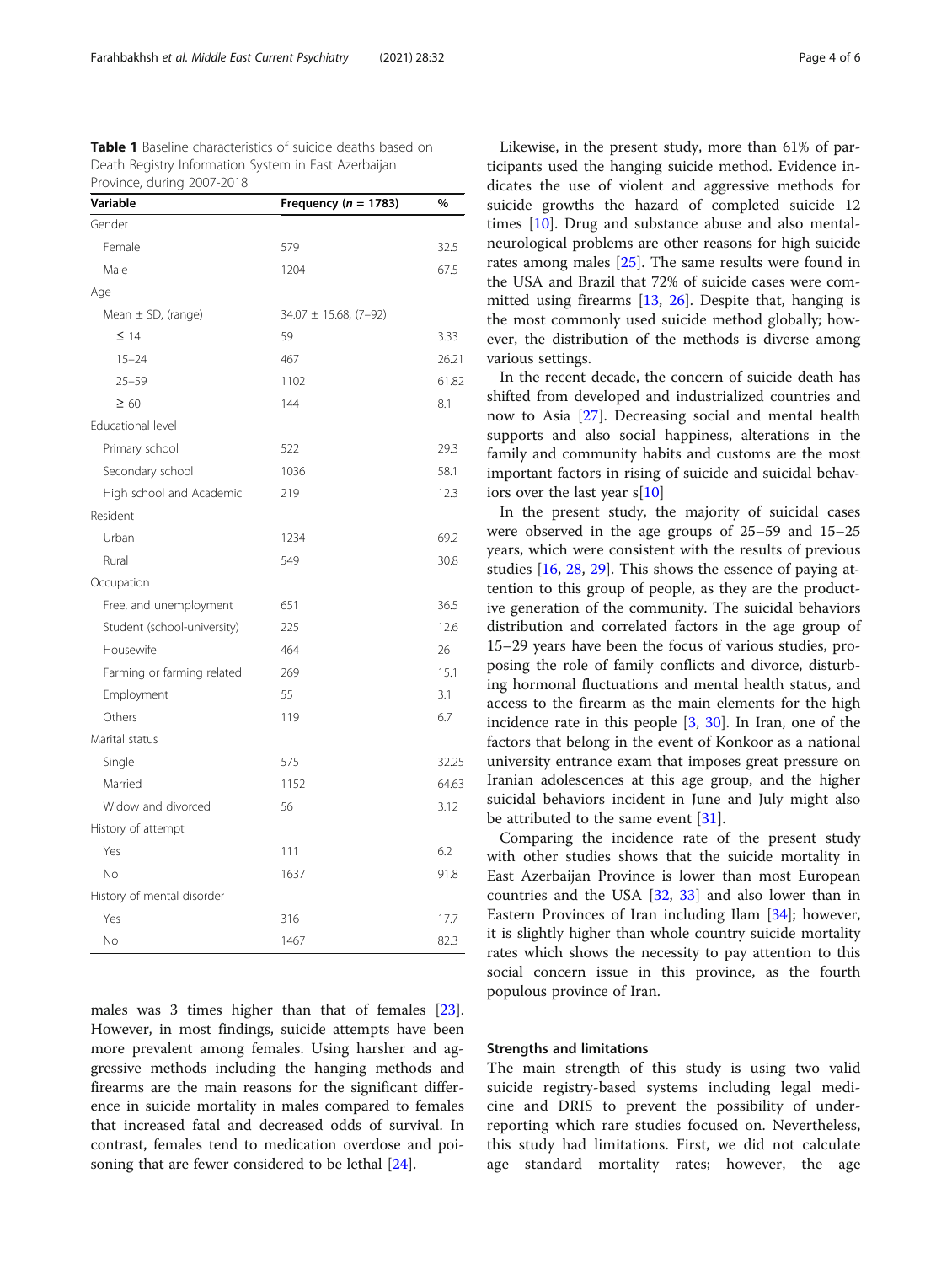**Table 1** Baseline characteristics of suicide deaths based on Death Registry Information System in East Azerbaijan Province, during 2007-2018

| Variable | Frequency (*n* = 1783) | % |
|---|---|---|
| Gender | | |
| Female | 579 | 32.5 |
| Male | 1204 | 67.5 |
| Age | | |
| Mean ± SD, (range) | 34.07 ± 15.68, (7–92) | |
| ≤ 14 | 59 | 3.33 |
| 15–24 | 467 | 26.21 |
| 25–59 | 1102 | 61.82 |
| ≥ 60 | 144 | 8.1 |
| Educational level | | |
| Primary school | 522 | 29.3 |
| Secondary school | 1036 | 58.1 |
| High school and Academic | 219 | 12.3 |
| Resident | | |
| Urban | 1234 | 69.2 |
| Rural | 549 | 30.8 |
| Occupation | | |
| Free, and unemployment | 651 | 36.5 |
| Student (school-university) | 225 | 12.6 |
| Housewife | 464 | 26 |
| Farming or farming related | 269 | 15.1 |
| Employment | 55 | 3.1 |
| Others | 119 | 6.7 |
| Marital status | | |
| Single | 575 | 32.25 |
| Married | 1152 | 64.63 |
| Widow and divorced | 56 | 3.12 |
| History of attempt | | |
| Yes | 111 | 6.2 |
| No | 1637 | 91.8 |
| History of mental disorder | | |
| Yes | 316 | 17.7 |
| No | 1467 | 82.3 |

males was 3 times higher than that of females [23]. However, in most findings, suicide attempts have been more prevalent among females. Using harsher and aggressive methods including the hanging methods and firearms are the main reasons for the significant difference in suicide mortality in males compared to females that increased fatal and decreased odds of survival. In contrast, females tend to medication overdose and poisoning that are fewer considered to be lethal [24].

Likewise, in the present study, more than 61% of participants used the hanging suicide method. Evidence indicates the use of violent and aggressive methods for suicide growths the hazard of completed suicide 12 times [10]. Drug and substance abuse and also mental-neurological problems are other reasons for high suicide rates among males [25]. The same results were found in the USA and Brazil that 72% of suicide cases were committed using firearms [13, 26]. Despite that, hanging is the most commonly used suicide method globally; however, the distribution of the methods is diverse among various settings.

In the recent decade, the concern of suicide death has shifted from developed and industrialized countries and now to Asia [27]. Decreasing social and mental health supports and also social happiness, alterations in the family and community habits and customs are the most important factors in rising of suicide and suicidal behaviors over the last year s[10]

In the present study, the majority of suicidal cases were observed in the age groups of 25–59 and 15–25 years, which were consistent with the results of previous studies [16, 28, 29]. This shows the essence of paying attention to this group of people, as they are the productive generation of the community. The suicidal behaviors distribution and correlated factors in the age group of 15–29 years have been the focus of various studies, proposing the role of family conflicts and divorce, disturbing hormonal fluctuations and mental health status, and access to the firearm as the main elements for the high incidence rate in this people [3, 30]. In Iran, one of the factors that belong in the event of Konkoor as a national university entrance exam that imposes great pressure on Iranian adolescences at this age group, and the higher suicidal behaviors incident in June and July might also be attributed to the same event [31].

Comparing the incidence rate of the present study with other studies shows that the suicide mortality in East Azerbaijan Province is lower than most European countries and the USA [32, 33] and also lower than in Eastern Provinces of Iran including Ilam [34]; however, it is slightly higher than whole country suicide mortality rates which shows the necessity to pay attention to this social concern issue in this province, as the fourth populous province of Iran.

### Strengths and limitations

The main strength of this study is using two valid suicide registry-based systems including legal medicine and DRIS to prevent the possibility of underreporting which rare studies focused on. Nevertheless, this study had limitations. First, we did not calculate age standard mortality rates; however, the age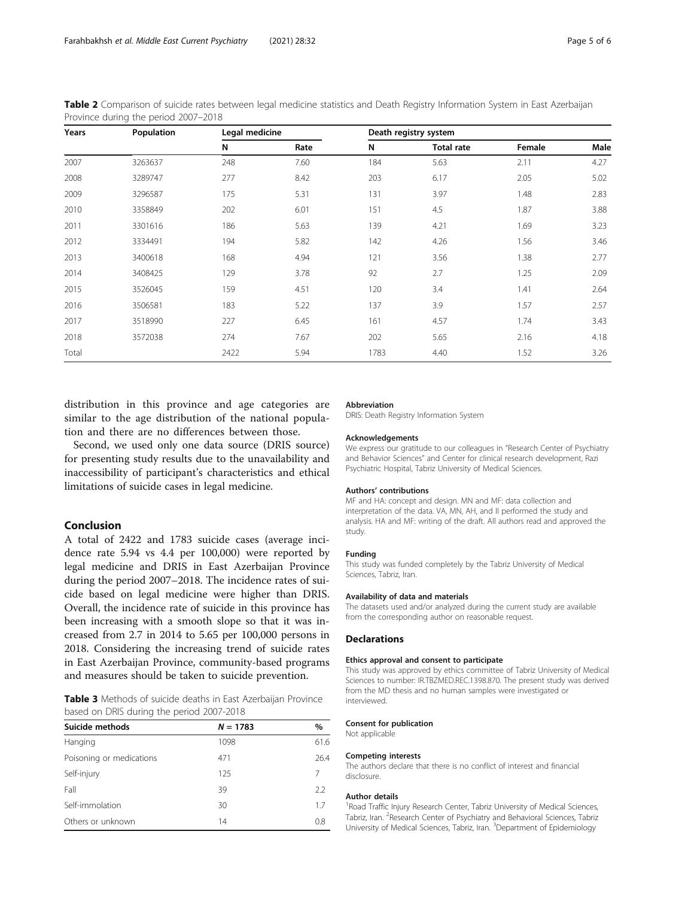**Table 2** Comparison of suicide rates between legal medicine statistics and Death Registry Information System in East Azerbaijan Province during the period 2007–2018

| Years | Population | Legal medicine | | Death registry system | | | |
|---|---|---|---|---|---|---|---|
| | | N | Rate | N | Total rate | Female | Male |
| 2007 | 3263637 | 248 | 7.60 | 184 | 5.63 | 2.11 | 4.27 |
| 2008 | 3289747 | 277 | 8.42 | 203 | 6.17 | 2.05 | 5.02 |
| 2009 | 3296587 | 175 | 5.31 | 131 | 3.97 | 1.48 | 2.83 |
| 2010 | 3358849 | 202 | 6.01 | 151 | 4.5 | 1.87 | 3.88 |
| 2011 | 3301616 | 186 | 5.63 | 139 | 4.21 | 1.69 | 3.23 |
| 2012 | 3334491 | 194 | 5.82 | 142 | 4.26 | 1.56 | 3.46 |
| 2013 | 3400618 | 168 | 4.94 | 121 | 3.56 | 1.38 | 2.77 |
| 2014 | 3408425 | 129 | 3.78 | 92 | 2.7 | 1.25 | 2.09 |
| 2015 | 3526045 | 159 | 4.51 | 120 | 3.4 | 1.41 | 2.64 |
| 2016 | 3506581 | 183 | 5.22 | 137 | 3.9 | 1.57 | 2.57 |
| 2017 | 3518990 | 227 | 6.45 | 161 | 4.57 | 1.74 | 3.43 |
| 2018 | 3572038 | 274 | 7.67 | 202 | 5.65 | 2.16 | 4.18 |
| Total | | 2422 | 5.94 | 1783 | 4.40 | 1.52 | 3.26 |

distribution in this province and age categories are similar to the age distribution of the national population and there are no differences between those.

Second, we used only one data source (DRIS source) for presenting study results due to the unavailability and inaccessibility of participant's characteristics and ethical limitations of suicide cases in legal medicine.

## Conclusion

A total of 2422 and 1783 suicide cases (average incidence rate 5.94 vs 4.4 per 100,000) were reported by legal medicine and DRIS in East Azerbaijan Province during the period 2007–2018. The incidence rates of suicide based on legal medicine were higher than DRIS. Overall, the incidence rate of suicide in this province has been increasing with a smooth slope so that it was increased from 2.7 in 2014 to 5.65 per 100,000 persons in 2018. Considering the increasing trend of suicide rates in East Azerbaijan Province, community-based programs and measures should be taken to suicide prevention.

**Table 3** Methods of suicide deaths in East Azerbaijan Province based on DRIS during the period 2007-2018

| Suicide methods | *N* = 1783 | % |
|---|---|---|
| Hanging | 1098 | 61.6 |
| Poisoning or medications | 471 | 26.4 |
| Self-injury | 125 | 7 |
| Fall | 39 | 2.2 |
| Self-immolation | 30 | 1.7 |
| Others or unknown | 14 | 0.8 |

### Abbreviation

DRIS: Death Registry Information System

### Acknowledgements

We express our gratitude to our colleagues in "Research Center of Psychiatry and Behavior Sciences" and Center for clinical research development, Razi Psychiatric Hospital, Tabriz University of Medical Sciences.

### Authors' contributions

MF and HA: concept and design. MN and MF: data collection and interpretation of the data. VA, MN, AH, and II performed the study and analysis. HA and MF: writing of the draft. All authors read and approved the study.

### Funding

This study was funded completely by the Tabriz University of Medical Sciences, Tabriz, Iran.

### Availability of data and materials

The datasets used and/or analyzed during the current study are available from the corresponding author on reasonable request.

## Declarations

### Ethics approval and consent to participate

This study was approved by ethics committee of Tabriz University of Medical Sciences to number: IR.TBZMED.REC.1398.870. The present study was derived from the MD thesis and no human samples were investigated or interviewed.

### Consent for publication

Not applicable

### Competing interests

The authors declare that there is no conflict of interest and financial disclosure.

### Author details

[1]Road Traffic Injury Research Center, Tabriz University of Medical Sciences, Tabriz, Iran. [2]Research Center of Psychiatry and Behavioral Sciences, Tabriz University of Medical Sciences, Tabriz, Iran. [3]Department of Epidemiology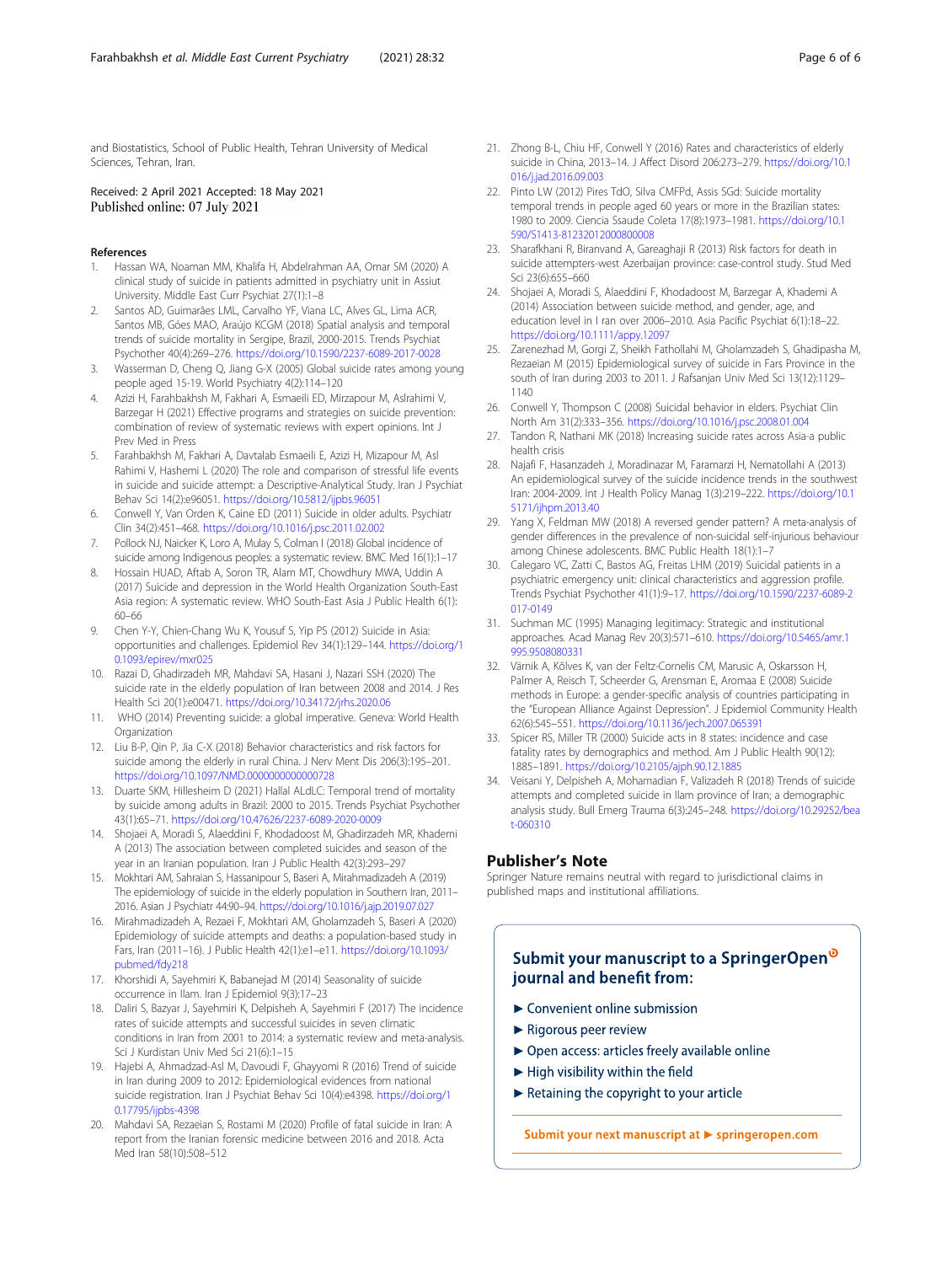and Biostatistics, School of Public Health, Tehran University of Medical Sciences, Tehran, Iran.

Received: 2 April 2021 Accepted: 18 May 2021
Published online: 07 July 2021

## References

1. Hassan WA, Noaman MM, Khalifa H, Abdelrahman AA, Omar SM (2020) A clinical study of suicide in patients admitted in psychiatry unit in Assiut University. Middle East Curr Psychiat 27(1):1–8
2. Santos AD, Guimarães LML, Carvalho YF, Viana LC, Alves GL, Lima ACR, Santos MB, Góes MAO, Araújo KCGM (2018) Spatial analysis and temporal trends of suicide mortality in Sergipe, Brazil, 2000-2015. Trends Psychiat Psychother 40(4):269–276. https://doi.org/10.1590/2237-6089-2017-0028
3. Wasserman D, Cheng Q, Jiang G-X (2005) Global suicide rates among young people aged 15-19. World Psychiatry 4(2):114–120
4. Azizi H, Farahbakhsh M, Fakhari A, Esmaeili ED, Mirzapour M, Aslrahimi V, Barzegar H (2021) Effective programs and strategies on suicide prevention: combination of review of systematic reviews with expert opinions. Int J Prev Med in Press
5. Farahbakhsh M, Fakhari A, Davtalab Esmaeili E, Azizi H, Mizapour M, Asl Rahimi V, Hashemi L (2020) The role and comparison of stressful life events in suicide and suicide attempt: a Descriptive-Analytical Study. Iran J Psychiat Behav Sci 14(2):e96051. https://doi.org/10.5812/ijpbs.96051
6. Conwell Y, Van Orden K, Caine ED (2011) Suicide in older adults. Psychiatr Clin 34(2):451–468. https://doi.org/10.1016/j.psc.2011.02.002
7. Pollock NJ, Naicker K, Loro A, Mulay S, Colman I (2018) Global incidence of suicide among Indigenous peoples: a systematic review. BMC Med 16(1):1–17
8. Hossain HUAD, Aftab A, Soron TR, Alam MT, Chowdhury MWA, Uddin A (2017) Suicide and depression in the World Health Organization South-East Asia region: A systematic review. WHO South-East Asia J Public Health 6(1): 60–66
9. Chen Y-Y, Chien-Chang Wu K, Yousuf S, Yip PS (2012) Suicide in Asia: opportunities and challenges. Epidemiol Rev 34(1):129–144. https://doi.org/10.1093/epirev/mxr025
10. Razai D, Ghadirzadeh MR, Mahdavi SA, Hasani J, Nazari SSH (2020) The suicide rate in the elderly population of Iran between 2008 and 2014. J Res Health Sci 20(1):e00471. https://doi.org/10.34172/jrhs.2020.06
11. WHO (2014) Preventing suicide: a global imperative. Geneva: World Health Organization
12. Liu B-P, Qin P, Jia C-X (2018) Behavior characteristics and risk factors for suicide among the elderly in rural China. J Nerv Ment Dis 206(3):195–201. https://doi.org/10.1097/NMD.0000000000000728
13. Duarte SKM, Hillesheim D (2021) Hallal ALdLC: Temporal trend of mortality by suicide among adults in Brazil: 2000 to 2015. Trends Psychiat Psychother 43(1):65–71. https://doi.org/10.47626/2237-6089-2020-0009
14. Shojaei A, Moradi S, Alaeddini F, Khodadoost M, Ghadirzadeh MR, Khademi A (2013) The association between completed suicides and season of the year in an Iranian population. Iran J Public Health 42(3):293–297
15. Mokhtari AM, Sahraian S, Hassanipour S, Baseri A, Mirahmadizadeh A (2019) The epidemiology of suicide in the elderly population in Southern Iran, 2011–2016. Asian J Psychiatr 44:90–94. https://doi.org/10.1016/j.ajp.2019.07.027
16. Mirahmadizadeh A, Rezaei F, Mokhtari AM, Gholamzadeh S, Baseri A (2020) Epidemiology of suicide attempts and deaths: a population-based study in Fars, Iran (2011–16). J Public Health 42(1):e1–e11. https://doi.org/10.1093/pubmed/fdy218
17. Khorshidi A, Sayehmiri K, Babanejad M (2014) Seasonality of suicide occurrence in Ilam. Iran J Epidemiol 9(3):17–23
18. Daliri S, Bazyar J, Sayehmiri K, Delpisheh A, Sayehmiri F (2017) The incidence rates of suicide attempts and successful suicides in seven climatic conditions in Iran from 2001 to 2014: a systematic review and meta-analysis. Sci J Kurdistan Univ Med Sci 21(6):1–15
19. Hajebi A, Ahmadzad-Asl M, Davoudi F, Ghayyomi R (2016) Trend of suicide in Iran during 2009 to 2012: Epidemiological evidences from national suicide registration. Iran J Psychiat Behav Sci 10(4):e4398. https://doi.org/10.17795/ijpbs-4398
20. Mahdavi SA, Rezaeian S, Rostami M (2020) Profile of fatal suicide in Iran: A report from the Iranian forensic medicine between 2016 and 2018. Acta Med Iran 58(10):508–512
21. Zhong B-L, Chiu HF, Conwell Y (2016) Rates and characteristics of elderly suicide in China, 2013–14. J Affect Disord 206:273–279. https://doi.org/10.1016/j.jad.2016.09.003
22. Pinto LW (2012) Pires TdO, Silva CMFPd, Assis SGd: Suicide mortality temporal trends in people aged 60 years or more in the Brazilian states: 1980 to 2009. Ciencia Ssaude Coleta 17(8):1973–1981. https://doi.org/10.1590/S1413-81232012000800008
23. Sharafkhani R, Biranvand A, Gareaghaji R (2013) Risk factors for death in suicide attempters-west Azerbaijan province: case-control study. Stud Med Sci 23(6):655–660
24. Shojaei A, Moradi S, Alaeddini F, Khodadoost M, Barzegar A, Khademi A (2014) Association between suicide method, and gender, age, and education level in I ran over 2006–2010. Asia Pacific Psychiat 6(1):18–22. https://doi.org/10.1111/appy.12097
25. Zarenezhad M, Gorgi Z, Sheikh Fathollahi M, Gholamzadeh S, Ghadipasha M, Rezaeian M (2015) Epidemiological survey of suicide in Fars Province in the south of Iran during 2003 to 2011. J Rafsanjan Univ Med Sci 13(12):1129–1140
26. Conwell Y, Thompson C (2008) Suicidal behavior in elders. Psychiat Clin North Am 31(2):333–356. https://doi.org/10.1016/j.psc.2008.01.004
27. Tandon R, Nathani MK (2018) Increasing suicide rates across Asia-a public health crisis
28. Najafi F, Hasanzadeh J, Moradinazar M, Faramarzi H, Nematollahi A (2013) An epidemiological survey of the suicide incidence trends in the southwest Iran: 2004-2009. Int J Health Policy Manag 1(3):219–222. https://doi.org/10.15171/ijhpm.2013.40
29. Yang X, Feldman MW (2018) A reversed gender pattern? A meta-analysis of gender differences in the prevalence of non-suicidal self-injurious behaviour among Chinese adolescents. BMC Public Health 18(1):1–7
30. Calegaro VC, Zatti C, Bastos AG, Freitas LHM (2019) Suicidal patients in a psychiatric emergency unit: clinical characteristics and aggression profile. Trends Psychiat Psychother 41(1):9–17. https://doi.org/10.1590/2237-6089-2017-0149
31. Suchman MC (1995) Managing legitimacy: Strategic and institutional approaches. Acad Manag Rev 20(3):571–610. https://doi.org/10.5465/amr.1995.9508080331
32. Värnik A, Kõlves K, van der Feltz-Cornelis CM, Marusic A, Oskarsson H, Palmer A, Reisch T, Scheerder G, Arensman E, Aromaa E (2008) Suicide methods in Europe: a gender-specific analysis of countries participating in the "European Alliance Against Depression". J Epidemiol Community Health 62(6):545–551. https://doi.org/10.1136/jech.2007.065391
33. Spicer RS, Miller TR (2000) Suicide acts in 8 states: incidence and case fatality rates by demographics and method. Am J Public Health 90(12): 1885–1891. https://doi.org/10.2105/ajph.90.12.1885
34. Veisani Y, Delpisheh A, Mohamadian F, Valizadeh R (2018) Trends of suicide attempts and completed suicide in Ilam province of Iran; a demographic analysis study. Bull Emerg Trauma 6(3):245–248. https://doi.org/10.29252/beat-060310

## Publisher's Note

Springer Nature remains neutral with regard to jurisdictional claims in published maps and institutional affiliations.

**Submit your manuscript to a SpringerOpen journal and benefit from:**

- ► Convenient online submission
- ► Rigorous peer review
- ► Open access: articles freely available online
- ► High visibility within the field
- ► Retaining the copyright to your article

**Submit your next manuscript at ► springeropen.com**